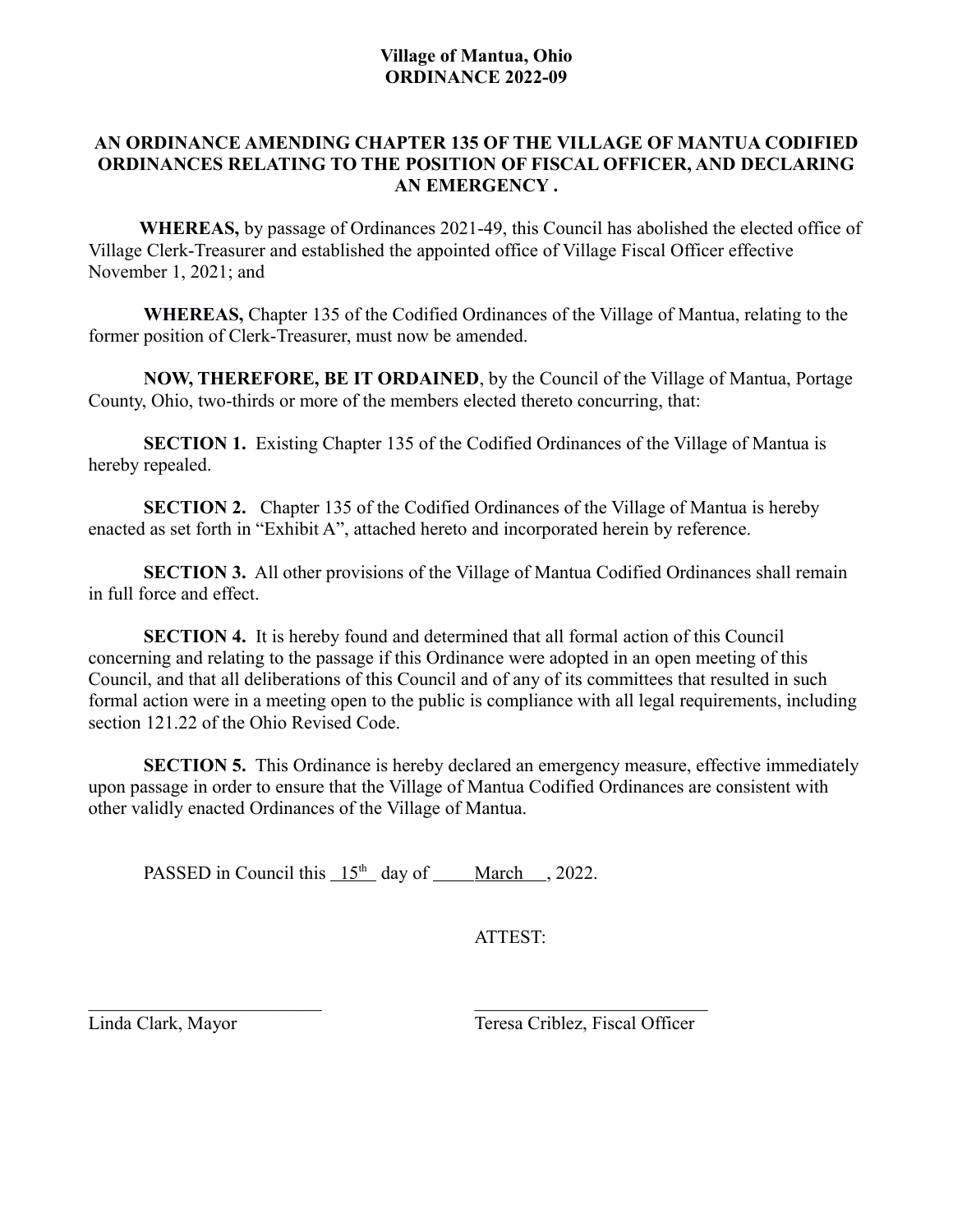**Village of Mantua, Ohio**
**ORDINANCE 2022-09**

**AN ORDINANCE AMENDING CHAPTER 135 OF THE VILLAGE OF MANTUA CODIFIED ORDINANCES RELATING TO THE POSITION OF FISCAL OFFICER, AND DECLARING AN EMERGENCY .**

**WHEREAS,** by passage of Ordinances 2021-49, this Council has abolished the elected office of Village Clerk-Treasurer and established the appointed office of Village Fiscal Officer effective November 1, 2021; and

**WHEREAS,** Chapter 135 of the Codified Ordinances of the Village of Mantua, relating to the former position of Clerk-Treasurer, must now be amended.

**NOW, THEREFORE, BE IT ORDAINED**, by the Council of the Village of Mantua, Portage County, Ohio, two-thirds or more of the members elected thereto concurring, that:

**SECTION 1.** Existing Chapter 135 of the Codified Ordinances of the Village of Mantua is hereby repealed.

**SECTION 2.** Chapter 135 of the Codified Ordinances of the Village of Mantua is hereby enacted as set forth in "Exhibit A", attached hereto and incorporated herein by reference.

**SECTION 3.** All other provisions of the Village of Mantua Codified Ordinances shall remain in full force and effect.

**SECTION 4.** It is hereby found and determined that all formal action of this Council concerning and relating to the passage if this Ordinance were adopted in an open meeting of this Council, and that all deliberations of this Council and of any of its committees that resulted in such formal action were in a meeting open to the public is compliance with all legal requirements, including section 121.22 of the Ohio Revised Code.

**SECTION 5.** This Ordinance is hereby declared an emergency measure, effective immediately upon passage in order to ensure that the Village of Mantua Codified Ordinances are consistent with other validly enacted Ordinances of the Village of Mantua.

PASSED in Council this 15th day of March, 2022.

ATTEST:

\_\_\_\_\_\_\_\_\_\_\_\_\_\_\_\_\_\_\_\_\_\_\_\_\_\_ \_\_\_\_\_\_\_\_\_\_\_\_\_\_\_\_\_\_\_\_\_\_\_\_\_\_

Linda Clark, Mayor Teresa Criblez, Fiscal Officer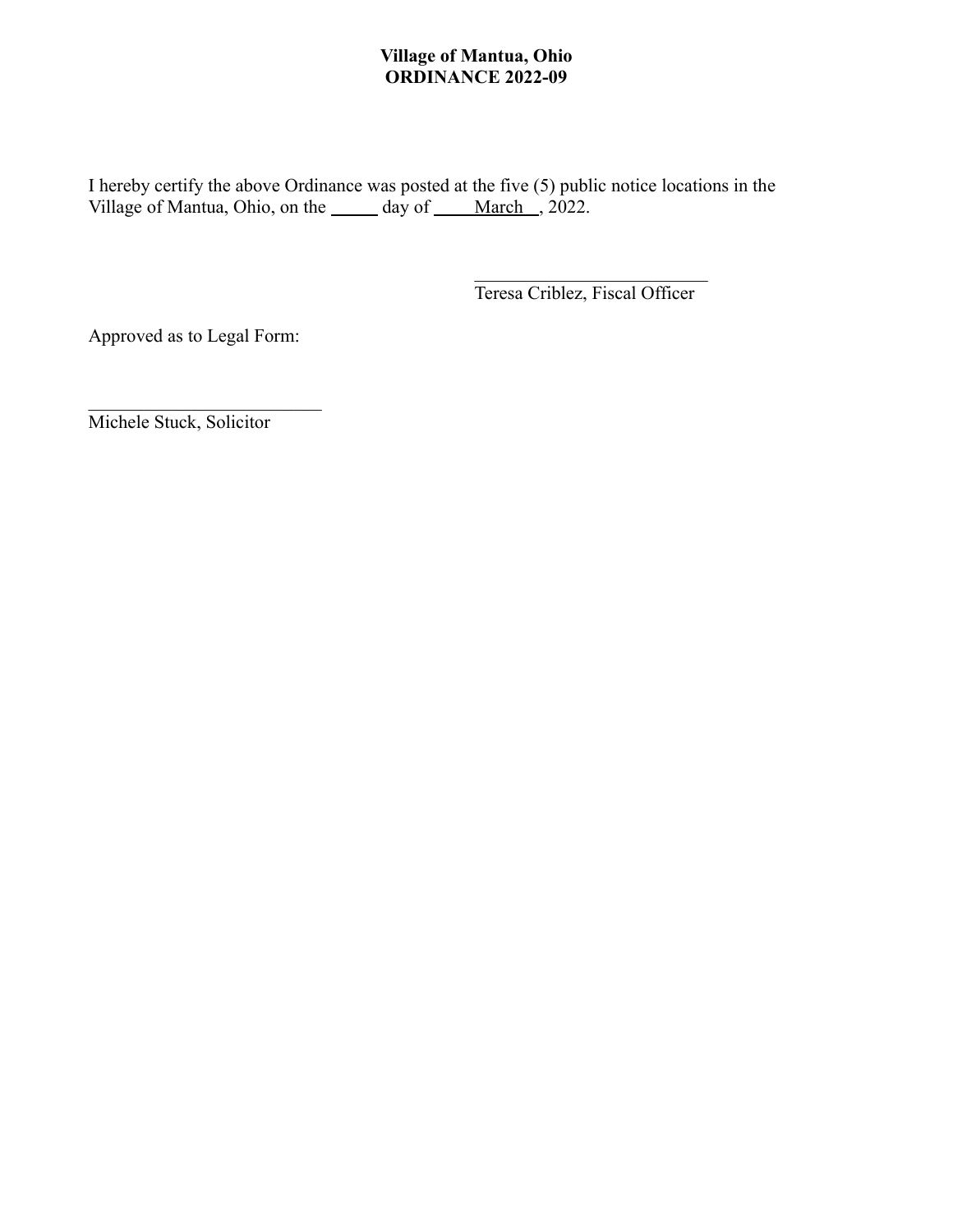**Village of Mantua, Ohio**
**ORDINANCE 2022-09**

I hereby certify the above Ordinance was posted at the five (5) public notice locations in the Village of Mantua, Ohio, on the _____ day of ____March__, 2022.

_________________________
Teresa Criblez, Fiscal Officer

Approved as to Legal Form:

_________________________
Michele Stuck, Solicitor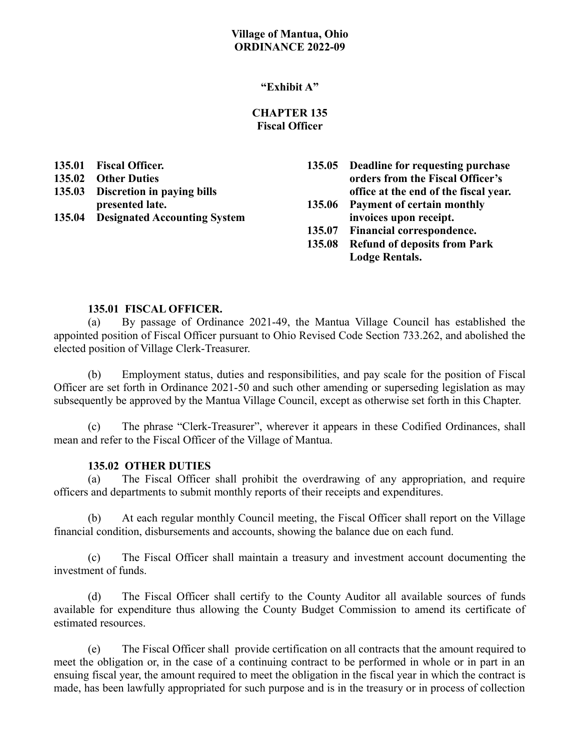**Village of Mantua, Ohio**
**ORDINANCE 2022-09**

**"Exhibit A"**

# CHAPTER 135
## Fiscal Officer

**135.01 Fiscal Officer.**
**135.02 Other Duties**
**135.03 Discretion in paying bills presented late.**
**135.04 Designated Accounting System**
**135.05 Deadline for requesting purchase orders from the Fiscal Officer's office at the end of the fiscal year.**
**135.06 Payment of certain monthly invoices upon receipt.**
**135.07 Financial correspondence.**
**135.08 Refund of deposits from Park Lodge Rentals.**

### 135.01 FISCAL OFFICER.

(a) By passage of Ordinance 2021-49, the Mantua Village Council has established the appointed position of Fiscal Officer pursuant to Ohio Revised Code Section 733.262, and abolished the elected position of Village Clerk-Treasurer.

(b) Employment status, duties and responsibilities, and pay scale for the position of Fiscal Officer are set forth in Ordinance 2021-50 and such other amending or superseding legislation as may subsequently be approved by the Mantua Village Council, except as otherwise set forth in this Chapter.

(c) The phrase "Clerk-Treasurer", wherever it appears in these Codified Ordinances, shall mean and refer to the Fiscal Officer of the Village of Mantua.

### 135.02 OTHER DUTIES

(a) The Fiscal Officer shall prohibit the overdrawing of any appropriation, and require officers and departments to submit monthly reports of their receipts and expenditures.

(b) At each regular monthly Council meeting, the Fiscal Officer shall report on the Village financial condition, disbursements and accounts, showing the balance due on each fund.

(c) The Fiscal Officer shall maintain a treasury and investment account documenting the investment of funds.

(d) The Fiscal Officer shall certify to the County Auditor all available sources of funds available for expenditure thus allowing the County Budget Commission to amend its certificate of estimated resources.

(e) The Fiscal Officer shall provide certification on all contracts that the amount required to meet the obligation or, in the case of a continuing contract to be performed in whole or in part in an ensuing fiscal year, the amount required to meet the obligation in the fiscal year in which the contract is made, has been lawfully appropriated for such purpose and is in the treasury or in process of collection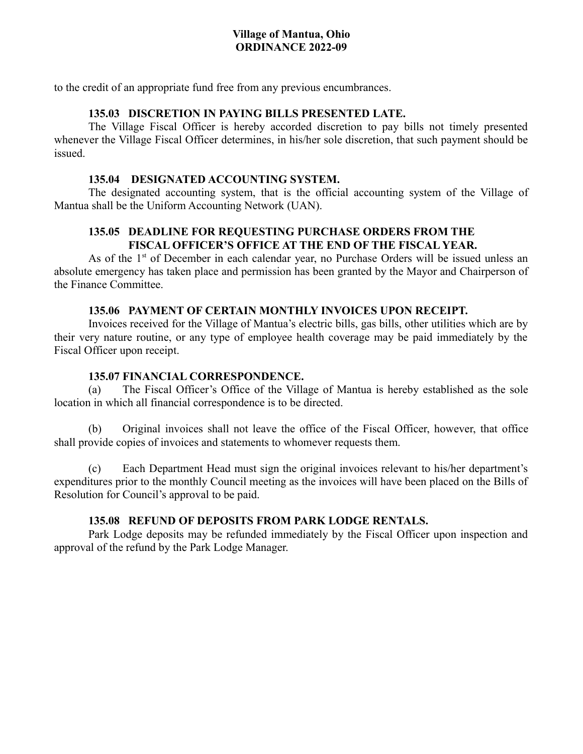to the credit of an appropriate fund free from any previous encumbrances.

### 135.03 DISCRETION IN PAYING BILLS PRESENTED LATE.

The Village Fiscal Officer is hereby accorded discretion to pay bills not timely presented whenever the Village Fiscal Officer determines, in his/her sole discretion, that such payment should be issued.

### 135.04 DESIGNATED ACCOUNTING SYSTEM.

The designated accounting system, that is the official accounting system of the Village of Mantua shall be the Uniform Accounting Network (UAN).

### 135.05 DEADLINE FOR REQUESTING PURCHASE ORDERS FROM THE FISCAL OFFICER'S OFFICE AT THE END OF THE FISCAL YEAR.

As of the 1st of December in each calendar year, no Purchase Orders will be issued unless an absolute emergency has taken place and permission has been granted by the Mayor and Chairperson of the Finance Committee.

### 135.06 PAYMENT OF CERTAIN MONTHLY INVOICES UPON RECEIPT.

Invoices received for the Village of Mantua's electric bills, gas bills, other utilities which are by their very nature routine, or any type of employee health coverage may be paid immediately by the Fiscal Officer upon receipt.

### 135.07 FINANCIAL CORRESPONDENCE.

(a) The Fiscal Officer's Office of the Village of Mantua is hereby established as the sole location in which all financial correspondence is to be directed.

(b) Original invoices shall not leave the office of the Fiscal Officer, however, that office shall provide copies of invoices and statements to whomever requests them.

(c) Each Department Head must sign the original invoices relevant to his/her department's expenditures prior to the monthly Council meeting as the invoices will have been placed on the Bills of Resolution for Council's approval to be paid.

### 135.08 REFUND OF DEPOSITS FROM PARK LODGE RENTALS.

Park Lodge deposits may be refunded immediately by the Fiscal Officer upon inspection and approval of the refund by the Park Lodge Manager.